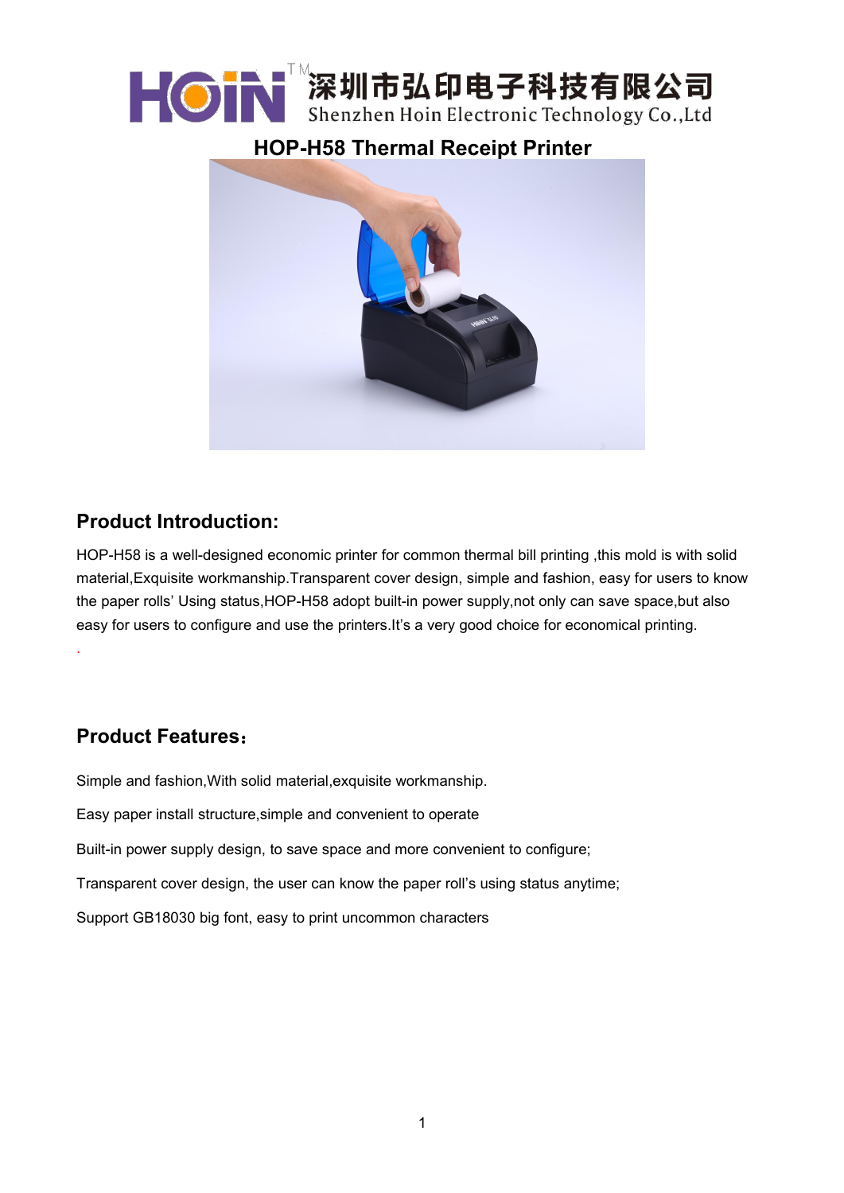HOIN TM 深圳市弘印电子科技有限公司
Shenzhen Hoin Electronic Technology Co.,Ltd

# HOP-H58 Thermal Receipt Printer

## Product Introduction:

HOP-H58 is a well-designed economic printer for common thermal bill printing ,this mold is with solid material,Exquisite workmanship.Transparent cover design, simple and fashion, easy for users to know the paper rolls' Using status,HOP-H58 adopt built-in power supply,not only can save space,but also easy for users to configure and use the printers.It's a very good choice for economical printing.

.

## Product Features：

Simple and fashion,With solid material,exquisite workmanship.

Easy paper install structure,simple and convenient to operate

Built-in power supply design, to save space and more convenient to configure;

Transparent cover design, the user can know the paper roll's using status anytime;

Support GB18030 big font, easy to print uncommon characters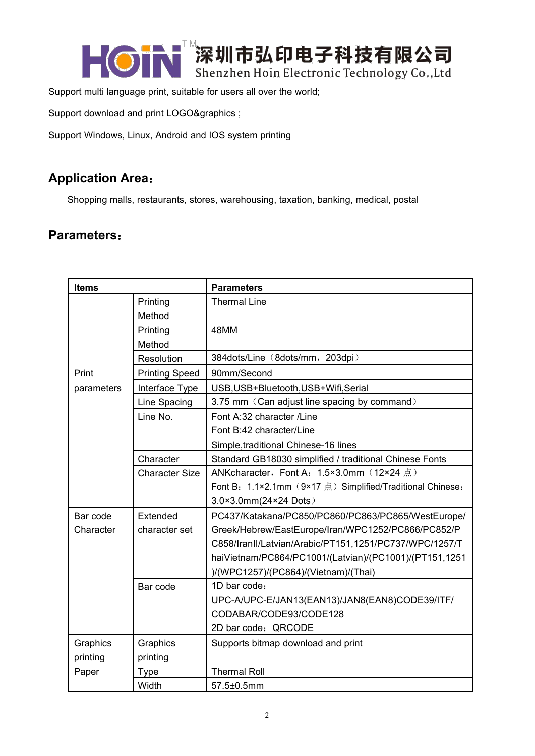Support multi language print, suitable for users all over the world;

Support download and print LOGO&graphics ;

Support Windows, Linux, Android and IOS system printing

## Application Area：

Shopping malls, restaurants, stores, warehousing, taxation, banking, medical, postal

## Parameters：

| Items | | Parameters |
|---|---|---|
| Print parameters | Printing Method | Thermal Line |
| | Printing Method | 48MM |
| | Resolution | 384dots/Line（8dots/mm，203dpi） |
| | Printing Speed | 90mm/Second |
| | Interface Type | USB,USB+Bluetooth,USB+Wifi,Serial |
| | Line Spacing | 3.75 mm（Can adjust line spacing by command） |
| | Line No. | Font A:32 character /Line<br>Font B:42 character/Line<br>Simple,traditional Chinese-16 lines |
| | Character | Standard GB18030 simplified / traditional Chinese Fonts |
| | Character Size | ANKcharacter，Font A：1.5×3.0mm（12×24 点）<br>Font B：1.1×2.1mm（9×17 点）Simplified/Traditional Chinese：3.0×3.0mm(24×24 Dots） |
| Bar code Character | Extended character set | PC437/Katakana/PC850/PC860/PC863/PC865/WestEurope/Greek/Hebrew/EastEurope/Iran/WPC1252/PC866/PC852/PC858/IranII/Latvian/Arabic/PT151,1251/PC737/WPC1257/ThaiVietnam/PC864/PC1001/(Latvian)/(PC1001)/(PT151,1251)/(WPC1257)/(PC864)/(Vietnam)/(Thai) |
| | Bar code | 1D bar code：<br>UPC-A/UPC-E/JAN13(EAN13)/JAN8(EAN8)CODE39/ITF/CODABAR/CODE93/CODE128<br>2D bar code：QRCODE |
| Graphics printing | Graphics printing | Supports bitmap download and print |
| Paper | Type | Thermal Roll |
| | Width | 57.5±0.5mm |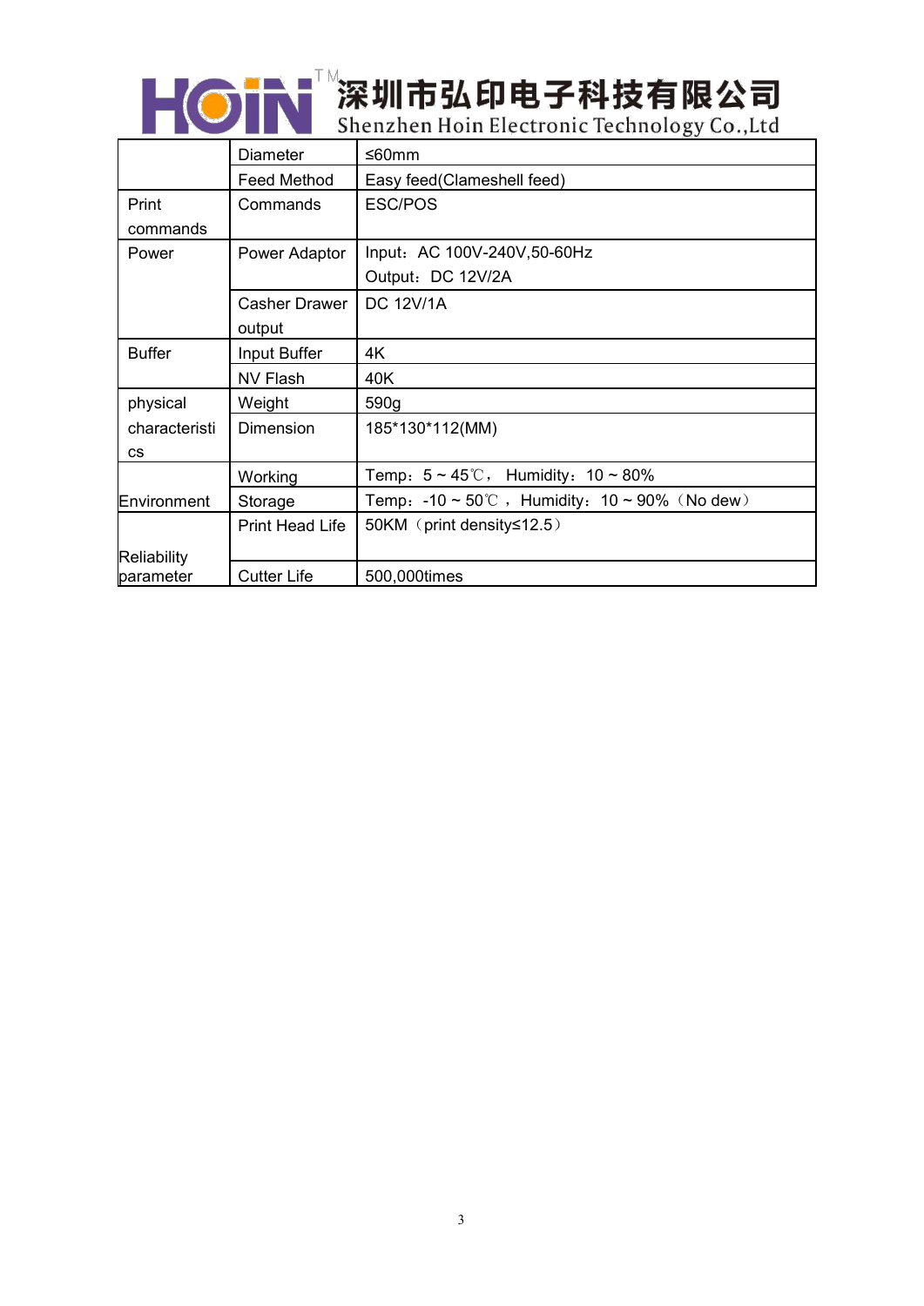| | | |
|---|---|---|
| | Diameter | ≤60mm |
| | Feed Method | Easy feed(Clameshell feed) |
| Print commands | Commands | ESC/POS |
| Power | Power Adaptor | Input：AC 100V-240V,50-60Hz<br>Output：DC 12V/2A |
| | Casher Drawer output | DC 12V/1A |
| Buffer | Input Buffer | 4K |
| | NV Flash | 40K |
| physical characteristics | Weight | 590g |
| | Dimension | 185*130*112(MM) |
| Environment | Working | Temp：5 ~ 45℃， Humidity：10 ~ 80% |
| | Storage | Temp：-10 ~ 50℃ ， Humidity：10 ~ 90%（No dew） |
| Reliability parameter | Print Head Life | 50KM（print density≤12.5） |
| | Cutter Life | 500,000times |